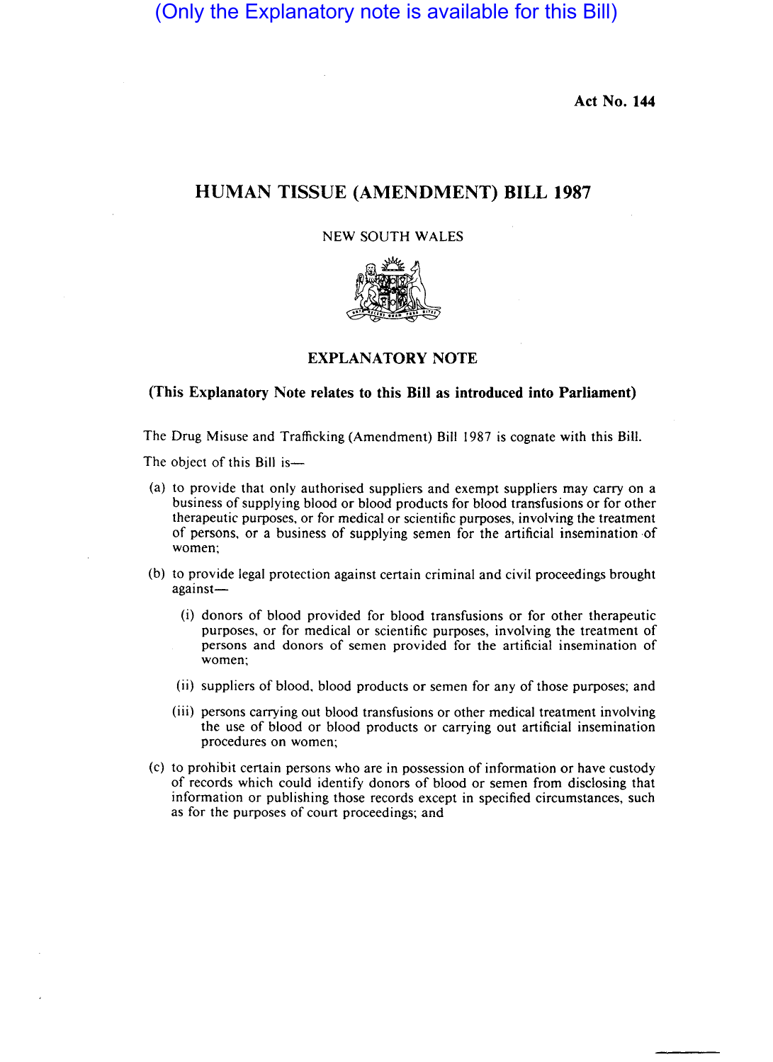(Only the Explanatory note is available for this Bill)

Act No. 144

# HUMAN TISSUE (AMENDMENT) BILL 1987

NEW SOUTH WALES

## EXPLANATORY NOTE

**(This Explanatory Note relates to this Bill as introduced into Parliament)**

The Drug Misuse and Trafficking (Amendment) Bill 1987 is cognate with this Bill.

The object of this Bill is—

(a) to provide that only authorised suppliers and exempt suppliers may carry on a business of supplying blood or blood products for blood transfusions or for other therapeutic purposes, or for medical or scientific purposes, involving the treatment of persons, or a business of supplying semen for the artificial insemination of women;

(b) to provide legal protection against certain criminal and civil proceedings brought against—

(i) donors of blood provided for blood transfusions or for other therapeutic purposes, or for medical or scientific purposes, involving the treatment of persons and donors of semen provided for the artificial insemination of women;

(ii) suppliers of blood, blood products or semen for any of those purposes; and

(iii) persons carrying out blood transfusions or other medical treatment involving the use of blood or blood products or carrying out artificial insemination procedures on women;

(c) to prohibit certain persons who are in possession of information or have custody of records which could identify donors of blood or semen from disclosing that information or publishing those records except in specified circumstances, such as for the purposes of court proceedings; and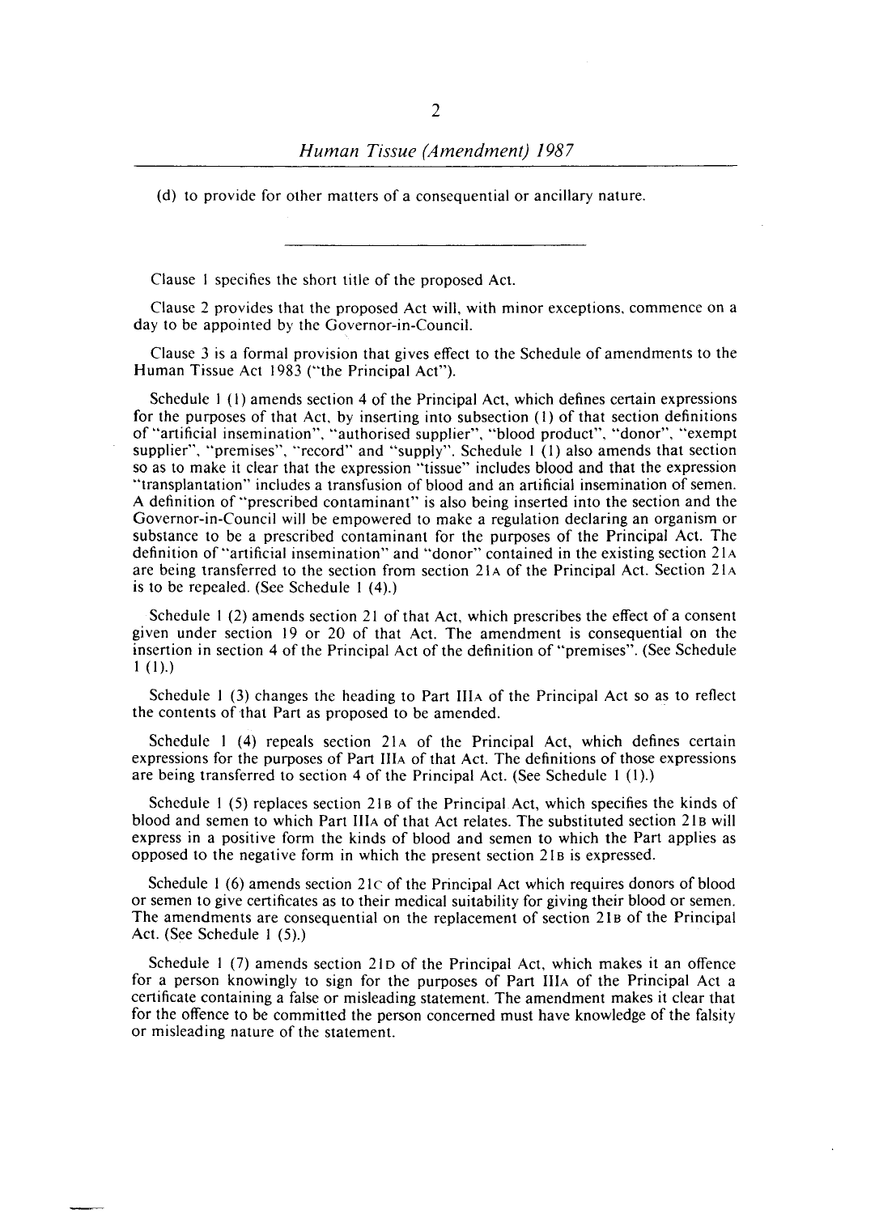(d) to provide for other matters of a consequential or ancillary nature.

---

Clause 1 specifies the short title of the proposed Act.

Clause 2 provides that the proposed Act will, with minor exceptions, commence on a day to be appointed by the Governor-in-Council.

Clause 3 is a formal provision that gives effect to the Schedule of amendments to the Human Tissue Act 1983 ("the Principal Act").

Schedule 1 (1) amends section 4 of the Principal Act, which defines certain expressions for the purposes of that Act, by inserting into subsection (1) of that section definitions of "artificial insemination", "authorised supplier", "blood product", "donor", "exempt supplier", "premises", "record" and "supply". Schedule 1 (1) also amends that section so as to make it clear that the expression "tissue" includes blood and that the expression "transplantation" includes a transfusion of blood and an artificial insemination of semen. A definition of "prescribed contaminant" is also being inserted into the section and the Governor-in-Council will be empowered to make a regulation declaring an organism or substance to be a prescribed contaminant for the purposes of the Principal Act. The definition of "artificial insemination" and "donor" contained in the existing section 21A are being transferred to the section from section 21A of the Principal Act. Section 21A is to be repealed. (See Schedule 1 (4).)

Schedule 1 (2) amends section 21 of that Act, which prescribes the effect of a consent given under section 19 or 20 of that Act. The amendment is consequential on the insertion in section 4 of the Principal Act of the definition of "premises". (See Schedule 1 (1).)

Schedule 1 (3) changes the heading to Part IIIA of the Principal Act so as to reflect the contents of that Part as proposed to be amended.

Schedule 1 (4) repeals section 21A of the Principal Act, which defines certain expressions for the purposes of Part IIIA of that Act. The definitions of those expressions are being transferred to section 4 of the Principal Act. (See Schedule 1 (1).)

Schedule 1 (5) replaces section 21B of the Principal Act, which specifies the kinds of blood and semen to which Part IIIA of that Act relates. The substituted section 21B will express in a positive form the kinds of blood and semen to which the Part applies as opposed to the negative form in which the present section 21B is expressed.

Schedule 1 (6) amends section 21C of the Principal Act which requires donors of blood or semen to give certificates as to their medical suitability for giving their blood or semen. The amendments are consequential on the replacement of section 21B of the Principal Act. (See Schedule 1 (5).)

Schedule 1 (7) amends section 21D of the Principal Act, which makes it an offence for a person knowingly to sign for the purposes of Part IIIA of the Principal Act a certificate containing a false or misleading statement. The amendment makes it clear that for the offence to be committed the person concerned must have knowledge of the falsity or misleading nature of the statement.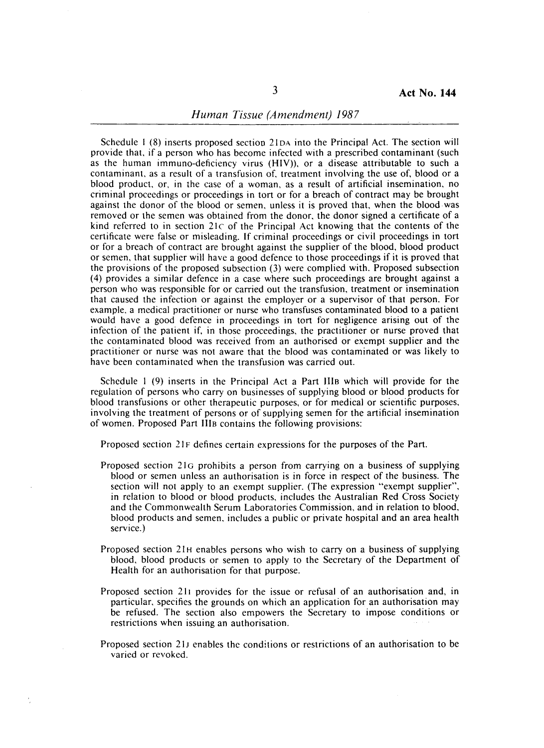Schedule 1 (8) inserts proposed section 21DA into the Principal Act. The section will provide that, if a person who has become infected with a prescribed contaminant (such as the human immuno-deficiency virus (HIV)), or a disease attributable to such a contaminant, as a result of a transfusion of, treatment involving the use of, blood or a blood product, or, in the case of a woman, as a result of artificial insemination, no criminal proceedings or proceedings in tort or for a breach of contract may be brought against the donor of the blood or semen, unless it is proved that, when the blood was removed or the semen was obtained from the donor, the donor signed a certificate of a kind referred to in section 21C of the Principal Act knowing that the contents of the certificate were false or misleading. If criminal proceedings or civil proceedings in tort or for a breach of contract are brought against the supplier of the blood, blood product or semen, that supplier will have a good defence to those proceedings if it is proved that the provisions of the proposed subsection (3) were complied with. Proposed subsection (4) provides a similar defence in a case where such proceedings are brought against a person who was responsible for or carried out the transfusion, treatment or insemination that caused the infection or against the employer or a supervisor of that person. For example, a medical practitioner or nurse who transfuses contaminated blood to a patient would have a good defence in proceedings in tort for negligence arising out of the infection of the patient if, in those proceedings, the practitioner or nurse proved that the contaminated blood was received from an authorised or exempt supplier and the practitioner or nurse was not aware that the blood was contaminated or was likely to have been contaminated when the transfusion was carried out.

Schedule 1 (9) inserts in the Principal Act a Part IIIB which will provide for the regulation of persons who carry on businesses of supplying blood or blood products for blood transfusions or other therapeutic purposes, or for medical or scientific purposes, involving the treatment of persons or of supplying semen for the artificial insemination of women. Proposed Part IIIB contains the following provisions:

Proposed section 21F defines certain expressions for the purposes of the Part.

Proposed section 21G prohibits a person from carrying on a business of supplying blood or semen unless an authorisation is in force in respect of the business. The section will not apply to an exempt supplier. (The expression "exempt supplier", in relation to blood or blood products, includes the Australian Red Cross Society and the Commonwealth Serum Laboratories Commission, and in relation to blood, blood products and semen, includes a public or private hospital and an area health service.)

Proposed section 21H enables persons who wish to carry on a business of supplying blood, blood products or semen to apply to the Secretary of the Department of Health for an authorisation for that purpose.

Proposed section 21I provides for the issue or refusal of an authorisation and, in particular, specifies the grounds on which an application for an authorisation may be refused. The section also empowers the Secretary to impose conditions or restrictions when issuing an authorisation.

Proposed section 21J enables the conditions or restrictions of an authorisation to be varied or revoked.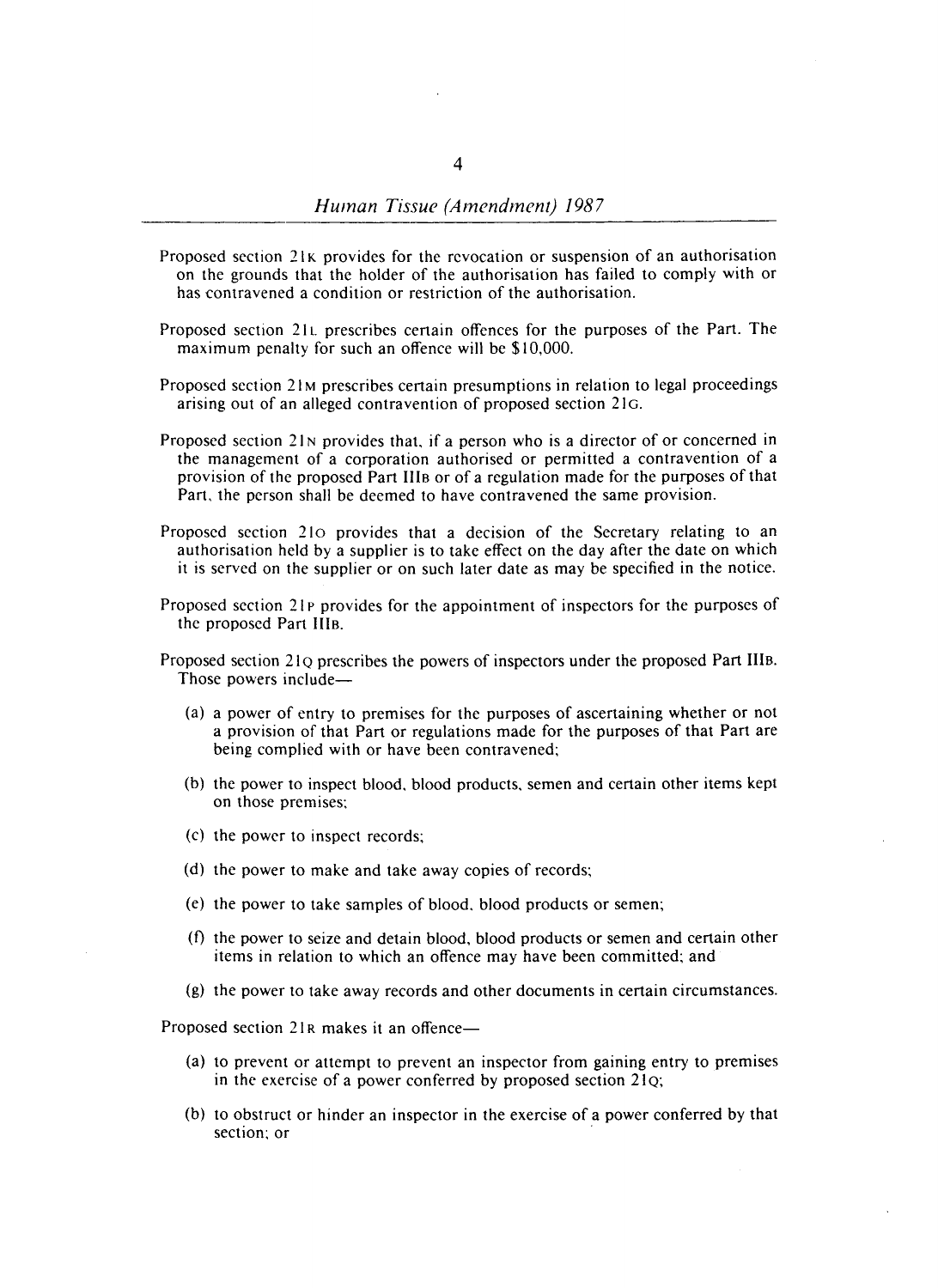Proposed section 21K provides for the revocation or suspension of an authorisation on the grounds that the holder of the authorisation has failed to comply with or has contravened a condition or restriction of the authorisation.

Proposed section 21L prescribes certain offences for the purposes of the Part. The maximum penalty for such an offence will be $10,000.

Proposed section 21M prescribes certain presumptions in relation to legal proceedings arising out of an alleged contravention of proposed section 21G.

Proposed section 21N provides that, if a person who is a director of or concerned in the management of a corporation authorised or permitted a contravention of a provision of the proposed Part IIIB or of a regulation made for the purposes of that Part, the person shall be deemed to have contravened the same provision.

Proposed section 21O provides that a decision of the Secretary relating to an authorisation held by a supplier is to take effect on the day after the date on which it is served on the supplier or on such later date as may be specified in the notice.

Proposed section 21P provides for the appointment of inspectors for the purposes of the proposed Part IIIB.

Proposed section 21Q prescribes the powers of inspectors under the proposed Part IIIB. Those powers include—

(a) a power of entry to premises for the purposes of ascertaining whether or not a provision of that Part or regulations made for the purposes of that Part are being complied with or have been contravened;

(b) the power to inspect blood, blood products, semen and certain other items kept on those premises;

(c) the power to inspect records;

(d) the power to make and take away copies of records;

(e) the power to take samples of blood, blood products or semen;

(f) the power to seize and detain blood, blood products or semen and certain other items in relation to which an offence may have been committed; and

(g) the power to take away records and other documents in certain circumstances.

Proposed section 21R makes it an offence—

(a) to prevent or attempt to prevent an inspector from gaining entry to premises in the exercise of a power conferred by proposed section 21Q;

(b) to obstruct or hinder an inspector in the exercise of a power conferred by that section; or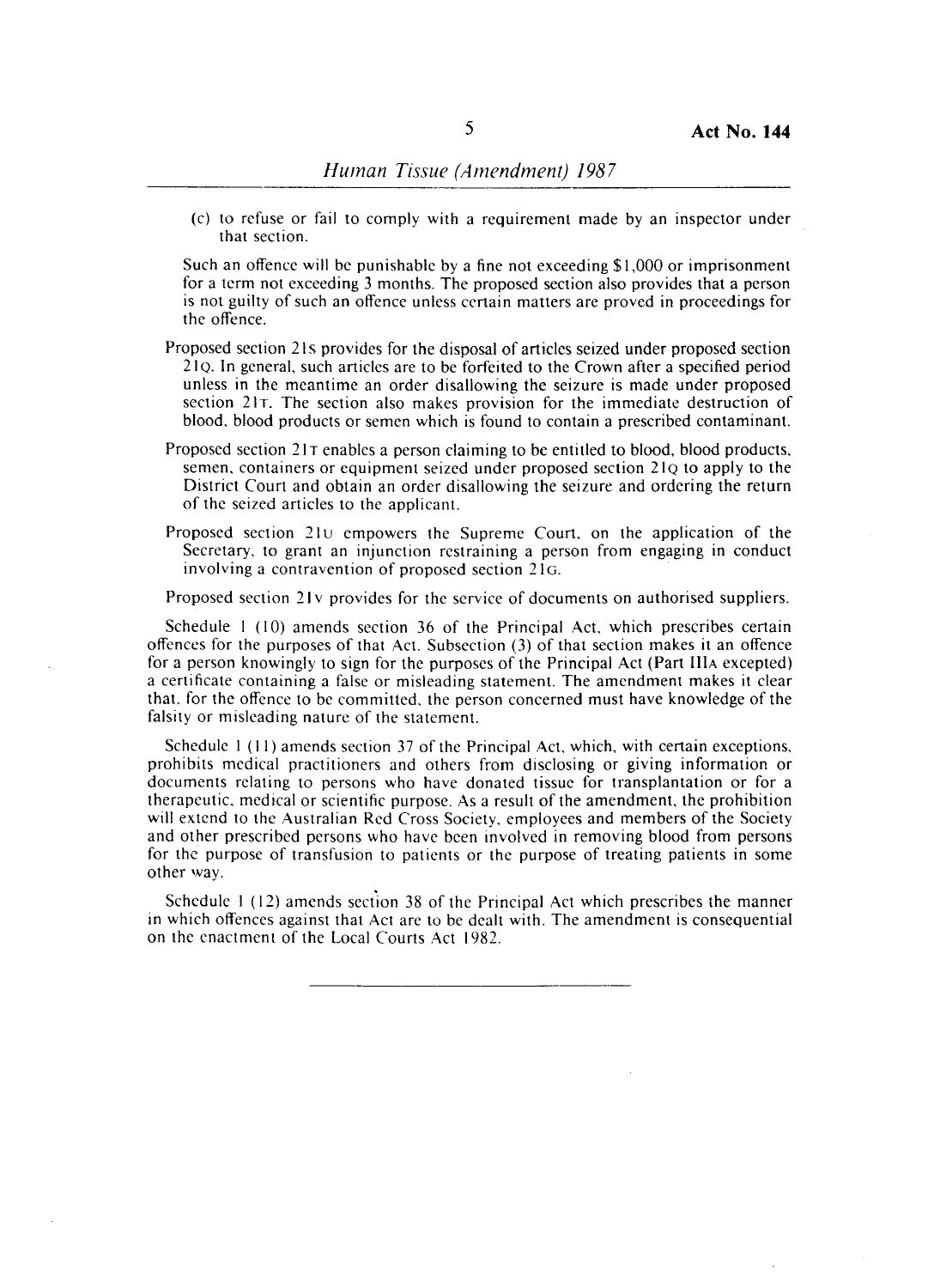(c) to refuse or fail to comply with a requirement made by an inspector under that section.

Such an offence will be punishable by a fine not exceeding $1,000 or imprisonment for a term not exceeding 3 months. The proposed section also provides that a person is not guilty of such an offence unless certain matters are proved in proceedings for the offence.

Proposed section 21S provides for the disposal of articles seized under proposed section 21Q. In general, such articles are to be forfeited to the Crown after a specified period unless in the meantime an order disallowing the seizure is made under proposed section 21T. The section also makes provision for the immediate destruction of blood, blood products or semen which is found to contain a prescribed contaminant.

Proposed section 21T enables a person claiming to be entitled to blood, blood products, semen, containers or equipment seized under proposed section 21Q to apply to the District Court and obtain an order disallowing the seizure and ordering the return of the seized articles to the applicant.

Proposed section 21U empowers the Supreme Court, on the application of the Secretary, to grant an injunction restraining a person from engaging in conduct involving a contravention of proposed section 21G.

Proposed section 21V provides for the service of documents on authorised suppliers.

Schedule 1 (10) amends section 36 of the Principal Act, which prescribes certain offences for the purposes of that Act. Subsection (3) of that section makes it an offence for a person knowingly to sign for the purposes of the Principal Act (Part IIIA excepted) a certificate containing a false or misleading statement. The amendment makes it clear that, for the offence to be committed, the person concerned must have knowledge of the falsity or misleading nature of the statement.

Schedule 1 (11) amends section 37 of the Principal Act, which, with certain exceptions, prohibits medical practitioners and others from disclosing or giving information or documents relating to persons who have donated tissue for transplantation or for a therapeutic, medical or scientific purpose. As a result of the amendment, the prohibition will extend to the Australian Red Cross Society, employees and members of the Society and other prescribed persons who have been involved in removing blood from persons for the purpose of transfusion to patients or the purpose of treating patients in some other way.

Schedule 1 (12) amends section 38 of the Principal Act which prescribes the manner in which offences against that Act are to be dealt with. The amendment is consequential on the enactment of the Local Courts Act 1982.